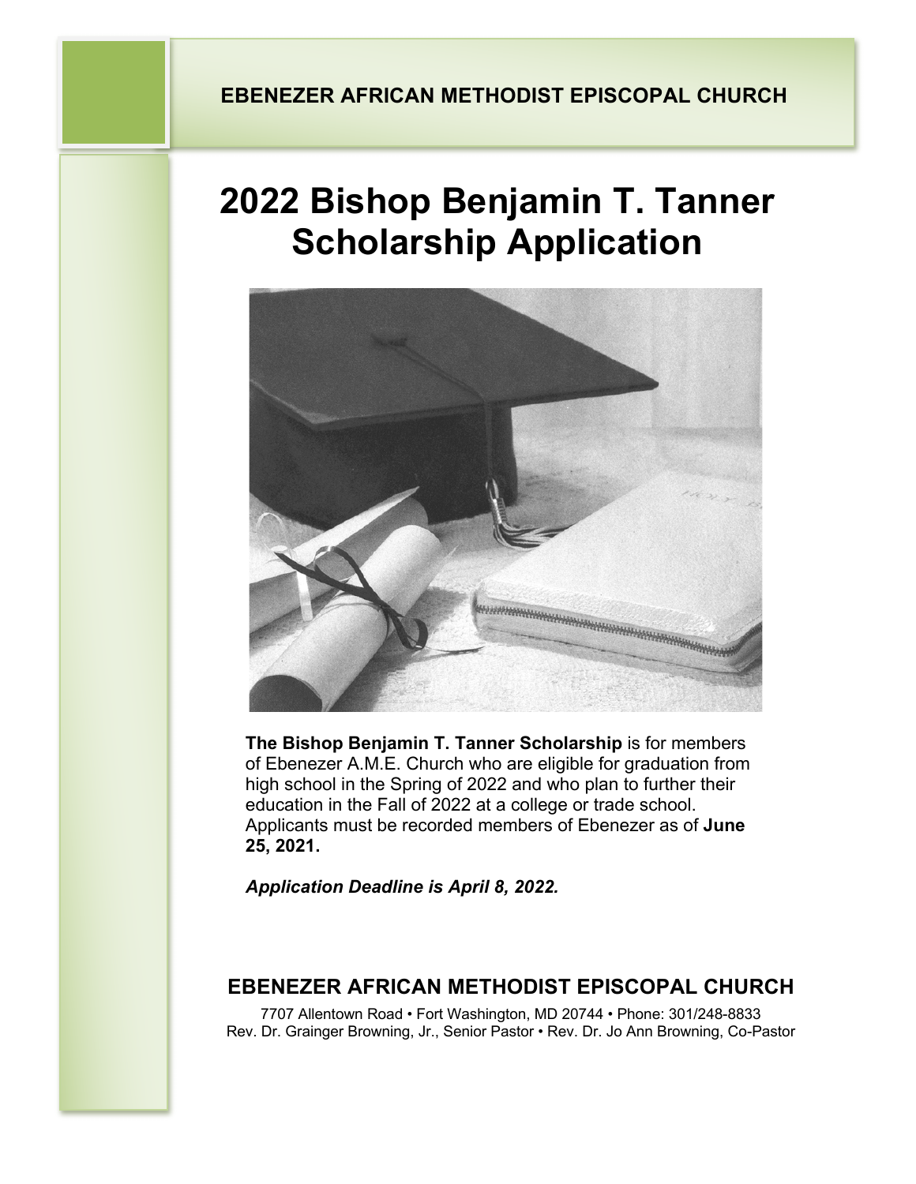**EBENEZER AFRICAN METHODIST EPISCOPAL CHURCH**

# 2022 Bishop Benjamin T. Tanner Scholarship Application

**The Bishop Benjamin T. Tanner Scholarship** is for members of Ebenezer A.M.E. Church who are eligible for graduation from high school in the Spring of 2022 and who plan to further their education in the Fall of 2022 at a college or trade school. Applicants must be recorded members of Ebenezer as of **June 25, 2021.**

***Application Deadline is April 8, 2022.***

## EBENEZER AFRICAN METHODIST EPISCOPAL CHURCH

7707 Allentown Road • Fort Washington, MD 20744 • Phone: 301/248-8833
Rev. Dr. Grainger Browning, Jr., Senior Pastor • Rev. Dr. Jo Ann Browning, Co-Pastor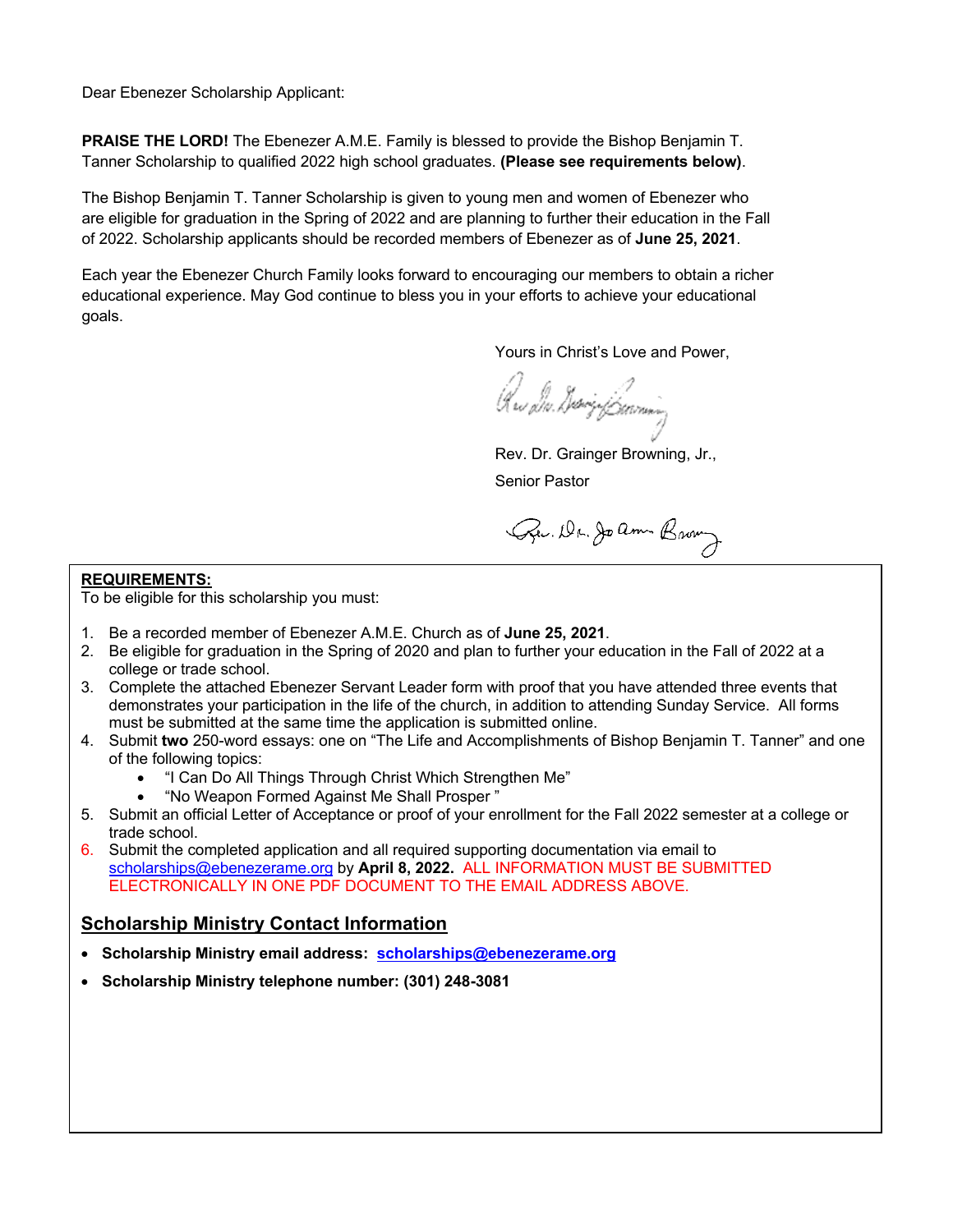Dear Ebenezer Scholarship Applicant:

**PRAISE THE LORD!** The Ebenezer A.M.E. Family is blessed to provide the Bishop Benjamin T. Tanner Scholarship to qualified 2022 high school graduates. **(Please see requirements below)**.

The Bishop Benjamin T. Tanner Scholarship is given to young men and women of Ebenezer who are eligible for graduation in the Spring of 2022 and are planning to further their education in the Fall of 2022. Scholarship applicants should be recorded members of Ebenezer as of **June 25, 2021**.

Each year the Ebenezer Church Family looks forward to encouraging our members to obtain a richer educational experience. May God continue to bless you in your efforts to achieve your educational goals.

Yours in Christ's Love and Power,

Rev. Dr. Grainger Browning, Jr.,
Senior Pastor

**REQUIREMENTS:**
To be eligible for this scholarship you must:

1. Be a recorded member of Ebenezer A.M.E. Church as of **June 25, 2021**.
2. Be eligible for graduation in the Spring of 2020 and plan to further your education in the Fall of 2022 at a college or trade school.
3. Complete the attached Ebenezer Servant Leader form with proof that you have attended three events that demonstrates your participation in the life of the church, in addition to attending Sunday Service. All forms must be submitted at the same time the application is submitted online.
4. Submit **two** 250-word essays: one on "The Life and Accomplishments of Bishop Benjamin T. Tanner" and one of the following topics:
   - "I Can Do All Things Through Christ Which Strengthen Me"
   - "No Weapon Formed Against Me Shall Prosper "
5. Submit an official Letter of Acceptance or proof of your enrollment for the Fall 2022 semester at a college or trade school.
6. Submit the completed application and all required supporting documentation via email to scholarships@ebenezerame.org by **April 8, 2022.** ALL INFORMATION MUST BE SUBMITTED ELECTRONICALLY IN ONE PDF DOCUMENT TO THE EMAIL ADDRESS ABOVE.

## Scholarship Ministry Contact Information

- **Scholarship Ministry email address: scholarships@ebenezerame.org**
- **Scholarship Ministry telephone number: (301) 248-3081**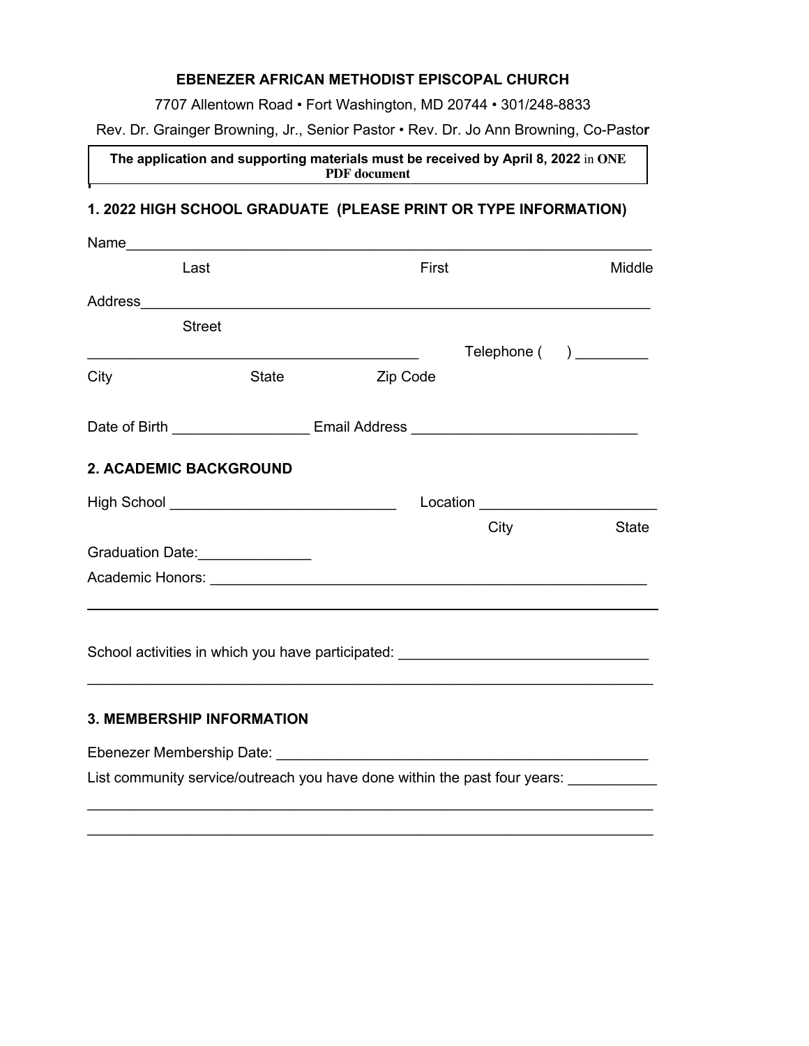**EBENEZER AFRICAN METHODIST EPISCOPAL CHURCH**

7707 Allentown Road • Fort Washington, MD 20744 • 301/248-8833

Rev. Dr. Grainger Browning, Jr., Senior Pastor • Rev. Dr. Jo Ann Browning, Co-Pastor

**The application and supporting materials must be received by April 8, 2022** in **ONE PDF document**

## 1. 2022 HIGH SCHOOL GRADUATE (PLEASE PRINT OR TYPE INFORMATION)

Name_________________________________________________________________

Last First Middle

Address_______________________________________________________________

Street

________________________________________ Telephone ( ) _________

City State Zip Code

Date of Birth ________________ Email Address ___________________________

## 2. ACADEMIC BACKGROUND

High School ___________________________ Location _____________________

City State

Graduation Date:_____________

Academic Honors: _____________________________________________________

School activities in which you have participated: ______________________________

_____________________________________________________________________

## 3. MEMBERSHIP INFORMATION

Ebenezer Membership Date: ______________________________________________

List community service/outreach you have done within the past four years: ___________

_____________________________________________________________________

_____________________________________________________________________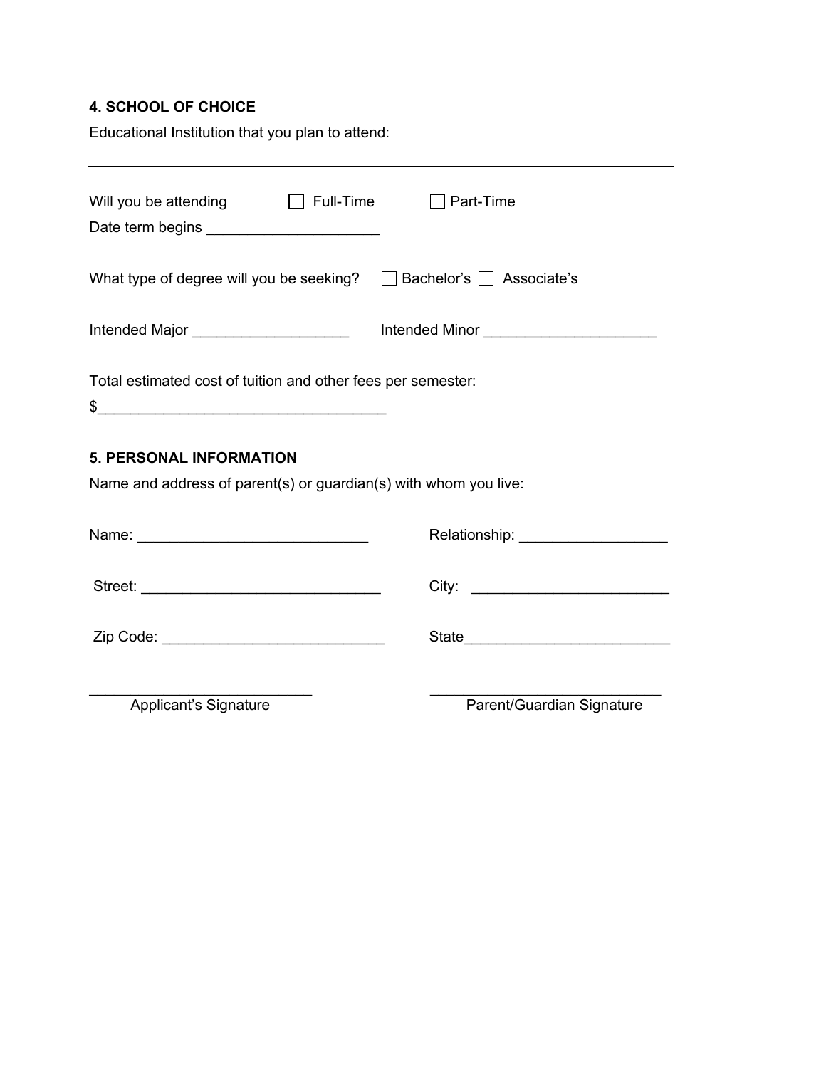**4. SCHOOL OF CHOICE**

Educational Institution that you plan to attend:

_______________________________________________________________

Will you be attending ☐ Full-Time ☐ Part-Time

Date term begins ____________________

What type of degree will you be seeking? ☐ Bachelor's ☐ Associate's

Intended Major __________________ Intended Minor ____________________

Total estimated cost of tuition and other fees per semester:

$_________________________________

**5. PERSONAL INFORMATION**

Name and address of parent(s) or guardian(s) with whom you live:

Name: ___________________________ Relationship: _________________

Street: ____________________________ City: _______________________

Zip Code: __________________________ State________________________

_________________________ Applicant's Signature

___________________________ Parent/Guardian Signature